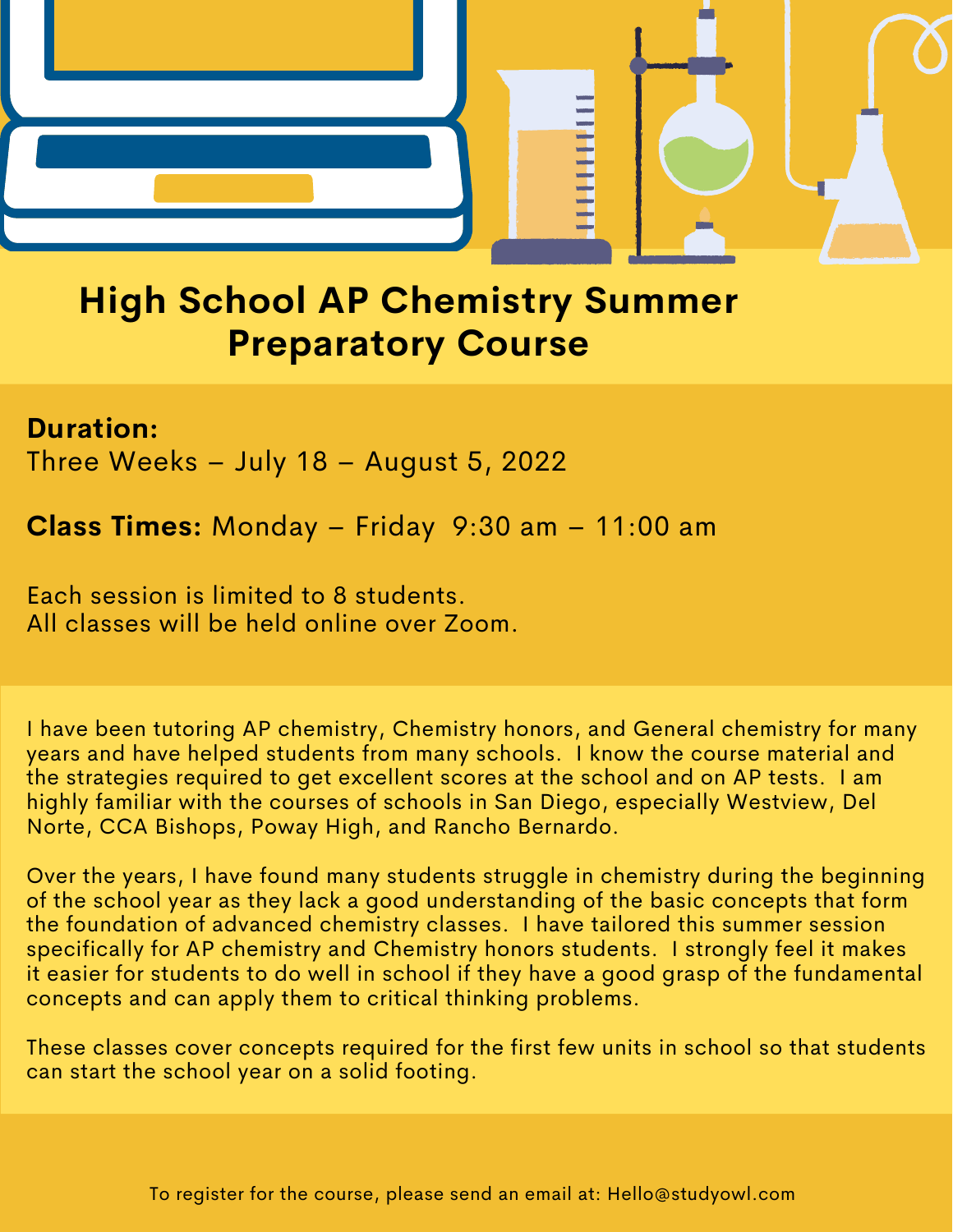# High School AP Chemistry Summer Preparatory Course

**Duration:**
Three Weeks – July 18 – August 5, 2022

**Class Times:** Monday – Friday 9:30 am – 11:00 am

Each session is limited to 8 students.
All classes will be held online over Zoom.

I have been tutoring AP chemistry, Chemistry honors, and General chemistry for many years and have helped students from many schools. I know the course material and the strategies required to get excellent scores at the school and on AP tests. I am highly familiar with the courses of schools in San Diego, especially Westview, Del Norte, CCA Bishops, Poway High, and Rancho Bernardo.

Over the years, I have found many students struggle in chemistry during the beginning of the school year as they lack a good understanding of the basic concepts that form the foundation of advanced chemistry classes. I have tailored this summer session specifically for AP chemistry and Chemistry honors students. I strongly feel it makes it easier for students to do well in school if they have a good grasp of the fundamental concepts and can apply them to critical thinking problems.

These classes cover concepts required for the first few units in school so that students can start the school year on a solid footing.

To register for the course, please send an email at: Hello@studyowl.com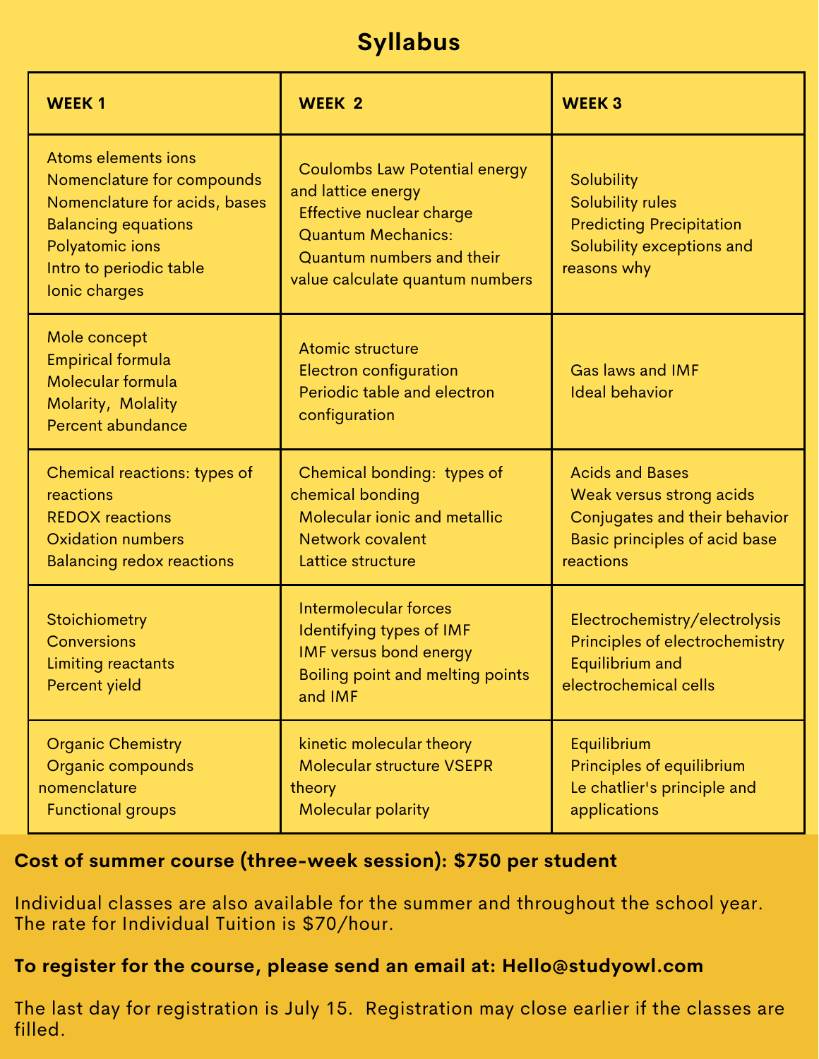# Syllabus

| WEEK 1 | WEEK 2 | WEEK 3 |
|---|---|---|
| Atoms elements ions<br>Nomenclature for compounds<br>Nomenclature for acids, bases<br>Balancing equations<br>Polyatomic ions<br>Intro to periodic table<br>Ionic charges | Coulombs Law Potential energy and lattice energy<br>Effective nuclear charge<br>Quantum Mechanics:<br>Quantum numbers and their value calculate quantum numbers | Solubility<br>Solubility rules<br>Predicting Precipitation<br>Solubility exceptions and reasons why |
| Mole concept<br>Empirical formula<br>Molecular formula<br>Molarity, Molality<br>Percent abundance | Atomic structure<br>Electron configuration<br>Periodic table and electron configuration | Gas laws and IMF<br>Ideal behavior |
| Chemical reactions: types of reactions<br>REDOX reactions<br>Oxidation numbers<br>Balancing redox reactions | Chemical bonding: types of chemical bonding<br>Molecular ionic and metallic<br>Network covalent<br>Lattice structure | Acids and Bases<br>Weak versus strong acids<br>Conjugates and their behavior<br>Basic principles of acid base reactions |
| Stoichiometry<br>Conversions<br>Limiting reactants<br>Percent yield | Intermolecular forces<br>Identifying types of IMF<br>IMF versus bond energy<br>Boiling point and melting points and IMF | Electrochemistry/electrolysis<br>Principles of electrochemistry<br>Equilibrium and electrochemical cells |
| Organic Chemistry<br>Organic compounds nomenclature<br>Functional groups | kinetic molecular theory<br>Molecular structure VSEPR theory<br>Molecular polarity | Equilibrium<br>Principles of equilibrium<br>Le chatlier's principle and applications |

**Cost of summer course (three-week session): $750 per student**

Individual classes are also available for the summer and throughout the school year. The rate for Individual Tuition is $70/hour.

**To register for the course, please send an email at: Hello@studyowl.com**

The last day for registration is July 15. Registration may close earlier if the classes are filled.